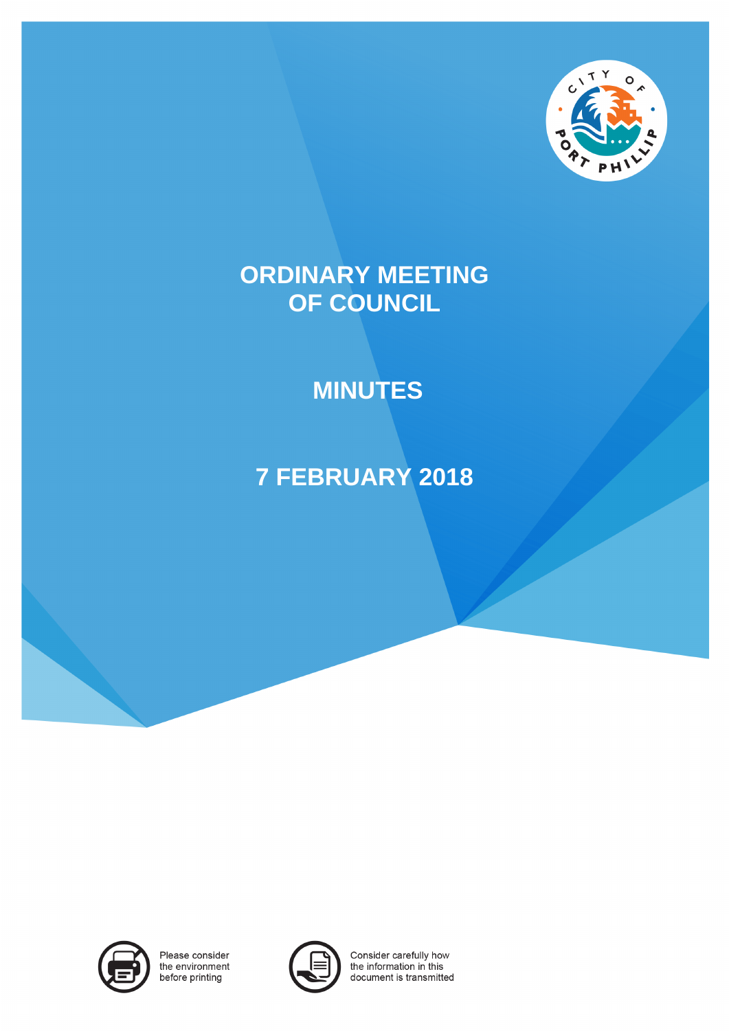# ORDINARY MEETING OF COUNCIL

# MINUTES

# 7 FEBRUARY 2018

Please consider the environment before printing

Consider carefully how the information in this document is transmitted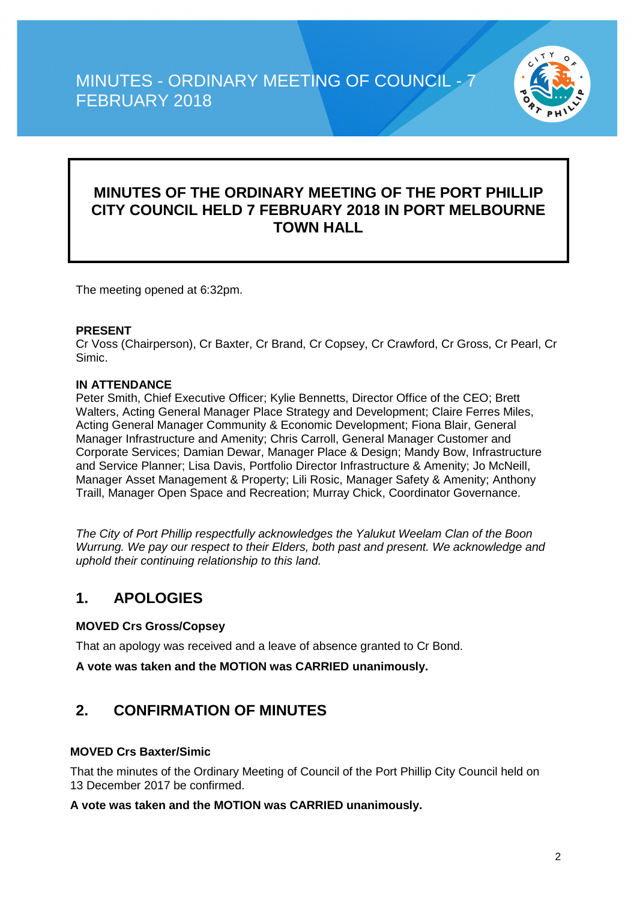# MINUTES - ORDINARY MEETING OF COUNCIL - 7 FEBRUARY 2018

## MINUTES OF THE ORDINARY MEETING OF THE PORT PHILLIP CITY COUNCIL HELD 7 FEBRUARY 2018 IN PORT MELBOURNE TOWN HALL

The meeting opened at 6:32pm.

**PRESENT**
Cr Voss (Chairperson), Cr Baxter, Cr Brand, Cr Copsey, Cr Crawford, Cr Gross, Cr Pearl, Cr Simic.

**IN ATTENDANCE**
Peter Smith, Chief Executive Officer; Kylie Bennetts, Director Office of the CEO; Brett Walters, Acting General Manager Place Strategy and Development; Claire Ferres Miles, Acting General Manager Community & Economic Development; Fiona Blair, General Manager Infrastructure and Amenity; Chris Carroll, General Manager Customer and Corporate Services; Damian Dewar, Manager Place & Design; Mandy Bow, Infrastructure and Service Planner; Lisa Davis, Portfolio Director Infrastructure & Amenity; Jo McNeill, Manager Asset Management & Property; Lili Rosic, Manager Safety & Amenity; Anthony Traill, Manager Open Space and Recreation; Murray Chick, Coordinator Governance.

*The City of Port Phillip respectfully acknowledges the Yalukut Weelam Clan of the Boon Wurrung. We pay our respect to their Elders, both past and present. We acknowledge and uphold their continuing relationship to this land.*

## 1. APOLOGIES

**MOVED Crs Gross/Copsey**

That an apology was received and a leave of absence granted to Cr Bond.

**A vote was taken and the MOTION was CARRIED unanimously.**

## 2. CONFIRMATION OF MINUTES

**MOVED Crs Baxter/Simic**

That the minutes of the Ordinary Meeting of Council of the Port Phillip City Council held on 13 December 2017 be confirmed.

**A vote was taken and the MOTION was CARRIED unanimously.**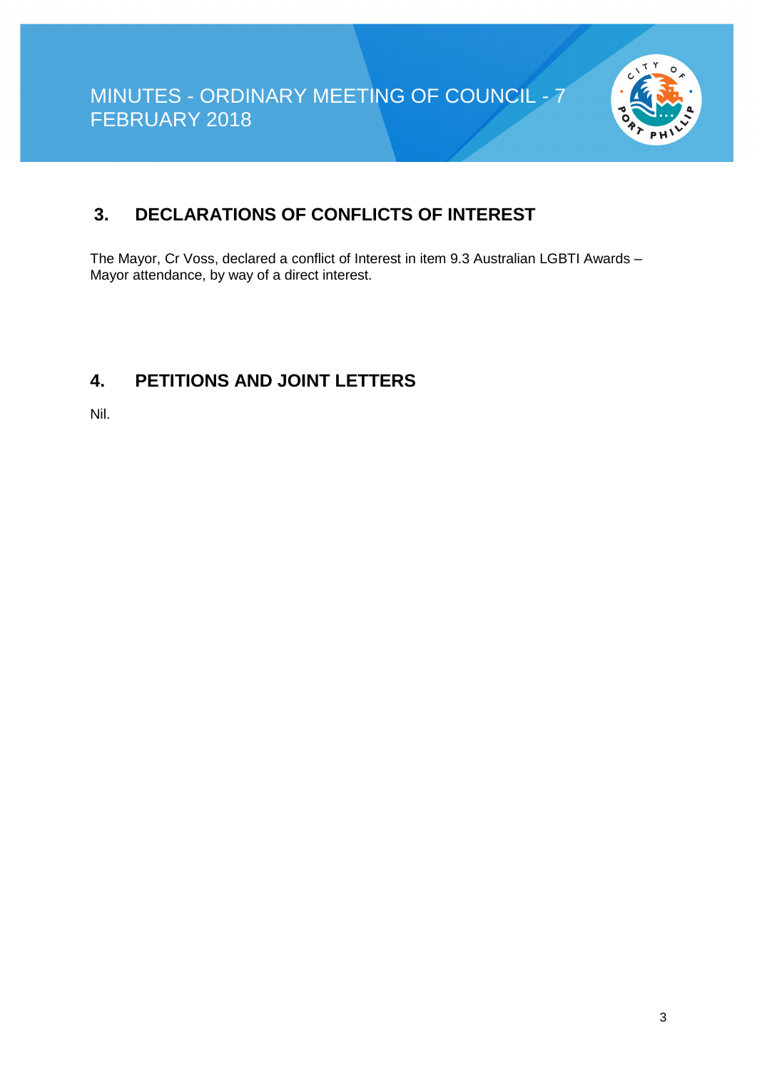## 3. DECLARATIONS OF CONFLICTS OF INTEREST

The Mayor, Cr Voss, declared a conflict of Interest in item 9.3 Australian LGBTI Awards – Mayor attendance, by way of a direct interest.

## 4. PETITIONS AND JOINT LETTERS

Nil.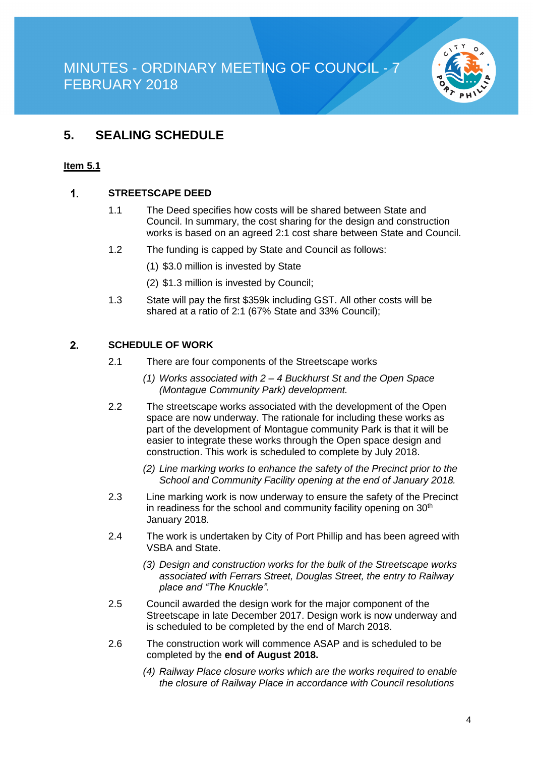## 5. SEALING SCHEDULE

**Item 5.1**

### 1. STREETSCAPE DEED

1.1 The Deed specifies how costs will be shared between State and Council. In summary, the cost sharing for the design and construction works is based on an agreed 2:1 cost share between State and Council.

1.2 The funding is capped by State and Council as follows:

(1) $3.0 million is invested by State

(2) $1.3 million is invested by Council;

1.3 State will pay the first $359k including GST. All other costs will be shared at a ratio of 2:1 (67% State and 33% Council);

### 2. SCHEDULE OF WORK

2.1 There are four components of the Streetscape works

*(1) Works associated with 2 – 4 Buckhurst St and the Open Space (Montague Community Park) development.*

2.2 The streetscape works associated with the development of the Open space are now underway. The rationale for including these works as part of the development of Montague community Park is that it will be easier to integrate these works through the Open space design and construction. This work is scheduled to complete by July 2018.

*(2) Line marking works to enhance the safety of the Precinct prior to the School and Community Facility opening at the end of January 2018.*

2.3 Line marking work is now underway to ensure the safety of the Precinct in readiness for the school and community facility opening on 30th January 2018.

2.4 The work is undertaken by City of Port Phillip and has been agreed with VSBA and State.

*(3) Design and construction works for the bulk of the Streetscape works associated with Ferrars Street, Douglas Street, the entry to Railway place and "The Knuckle".*

2.5 Council awarded the design work for the major component of the Streetscape in late December 2017. Design work is now underway and is scheduled to be completed by the end of March 2018.

2.6 The construction work will commence ASAP and is scheduled to be completed by the **end of August 2018.**

*(4) Railway Place closure works which are the works required to enable the closure of Railway Place in accordance with Council resolutions*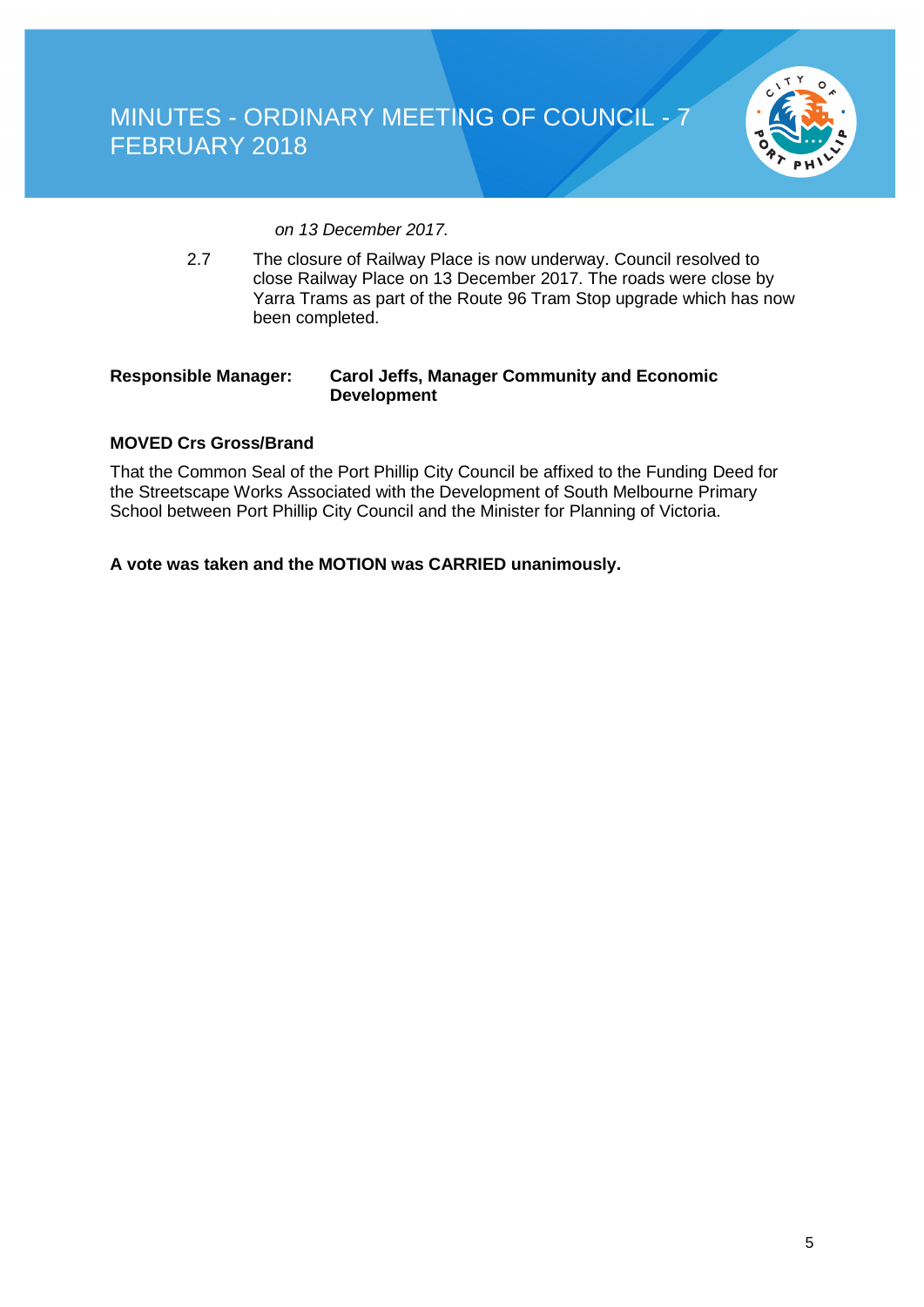*on 13 December 2017.*

2.7 The closure of Railway Place is now underway. Council resolved to close Railway Place on 13 December 2017. The roads were close by Yarra Trams as part of the Route 96 Tram Stop upgrade which has now been completed.

**Responsible Manager:** **Carol Jeffs, Manager Community and Economic Development**

**MOVED Crs Gross/Brand**

That the Common Seal of the Port Phillip City Council be affixed to the Funding Deed for the Streetscape Works Associated with the Development of South Melbourne Primary School between Port Phillip City Council and the Minister for Planning of Victoria.

**A vote was taken and the MOTION was CARRIED unanimously.**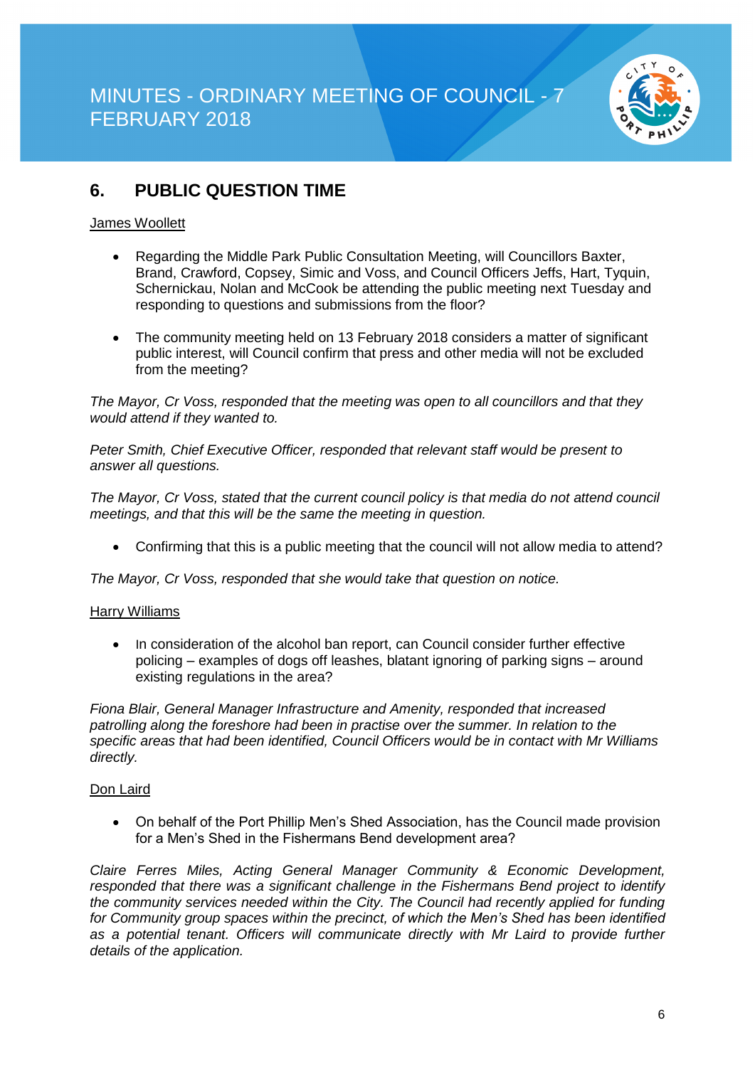## 6. PUBLIC QUESTION TIME

James Woollett

- Regarding the Middle Park Public Consultation Meeting, will Councillors Baxter, Brand, Crawford, Copsey, Simic and Voss, and Council Officers Jeffs, Hart, Tyquin, Schernickau, Nolan and McCook be attending the public meeting next Tuesday and responding to questions and submissions from the floor?

- The community meeting held on 13 February 2018 considers a matter of significant public interest, will Council confirm that press and other media will not be excluded from the meeting?

*The Mayor, Cr Voss, responded that the meeting was open to all councillors and that they would attend if they wanted to.*

*Peter Smith, Chief Executive Officer, responded that relevant staff would be present to answer all questions.*

*The Mayor, Cr Voss, stated that the current council policy is that media do not attend council meetings, and that this will be the same the meeting in question.*

- Confirming that this is a public meeting that the council will not allow media to attend?

*The Mayor, Cr Voss, responded that she would take that question on notice.*

Harry Williams

- In consideration of the alcohol ban report, can Council consider further effective policing – examples of dogs off leashes, blatant ignoring of parking signs – around existing regulations in the area?

*Fiona Blair, General Manager Infrastructure and Amenity, responded that increased patrolling along the foreshore had been in practise over the summer. In relation to the specific areas that had been identified, Council Officers would be in contact with Mr Williams directly.*

Don Laird

- On behalf of the Port Phillip Men's Shed Association, has the Council made provision for a Men's Shed in the Fishermans Bend development area?

*Claire Ferres Miles, Acting General Manager Community & Economic Development, responded that there was a significant challenge in the Fishermans Bend project to identify the community services needed within the City. The Council had recently applied for funding for Community group spaces within the precinct, of which the Men's Shed has been identified as a potential tenant. Officers will communicate directly with Mr Laird to provide further details of the application.*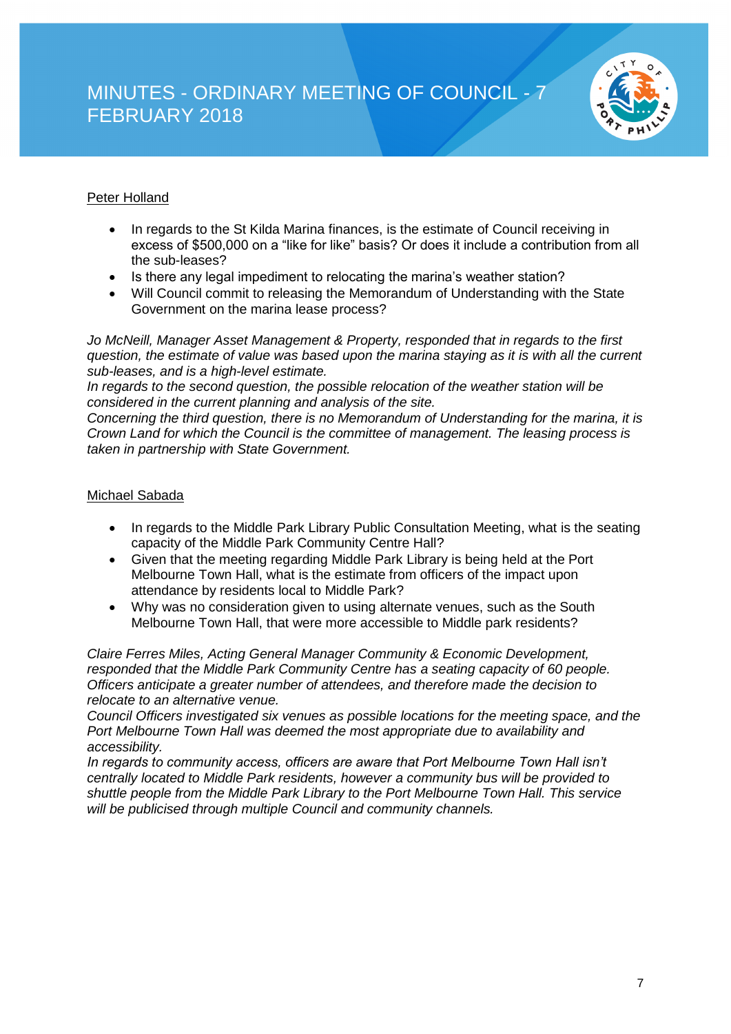Peter Holland

- In regards to the St Kilda Marina finances, is the estimate of Council receiving in excess of $500,000 on a "like for like" basis? Or does it include a contribution from all the sub-leases?
- Is there any legal impediment to relocating the marina's weather station?
- Will Council commit to releasing the Memorandum of Understanding with the State Government on the marina lease process?

*Jo McNeill, Manager Asset Management & Property, responded that in regards to the first question, the estimate of value was based upon the marina staying as it is with all the current sub-leases, and is a high-level estimate.*
*In regards to the second question, the possible relocation of the weather station will be considered in the current planning and analysis of the site.*
*Concerning the third question, there is no Memorandum of Understanding for the marina, it is Crown Land for which the Council is the committee of management. The leasing process is taken in partnership with State Government.*

Michael Sabada

- In regards to the Middle Park Library Public Consultation Meeting, what is the seating capacity of the Middle Park Community Centre Hall?
- Given that the meeting regarding Middle Park Library is being held at the Port Melbourne Town Hall, what is the estimate from officers of the impact upon attendance by residents local to Middle Park?
- Why was no consideration given to using alternate venues, such as the South Melbourne Town Hall, that were more accessible to Middle park residents?

*Claire Ferres Miles, Acting General Manager Community & Economic Development, responded that the Middle Park Community Centre has a seating capacity of 60 people. Officers anticipate a greater number of attendees, and therefore made the decision to relocate to an alternative venue.*
*Council Officers investigated six venues as possible locations for the meeting space, and the Port Melbourne Town Hall was deemed the most appropriate due to availability and accessibility.*
*In regards to community access, officers are aware that Port Melbourne Town Hall isn't centrally located to Middle Park residents, however a community bus will be provided to shuttle people from the Middle Park Library to the Port Melbourne Town Hall. This service will be publicised through multiple Council and community channels.*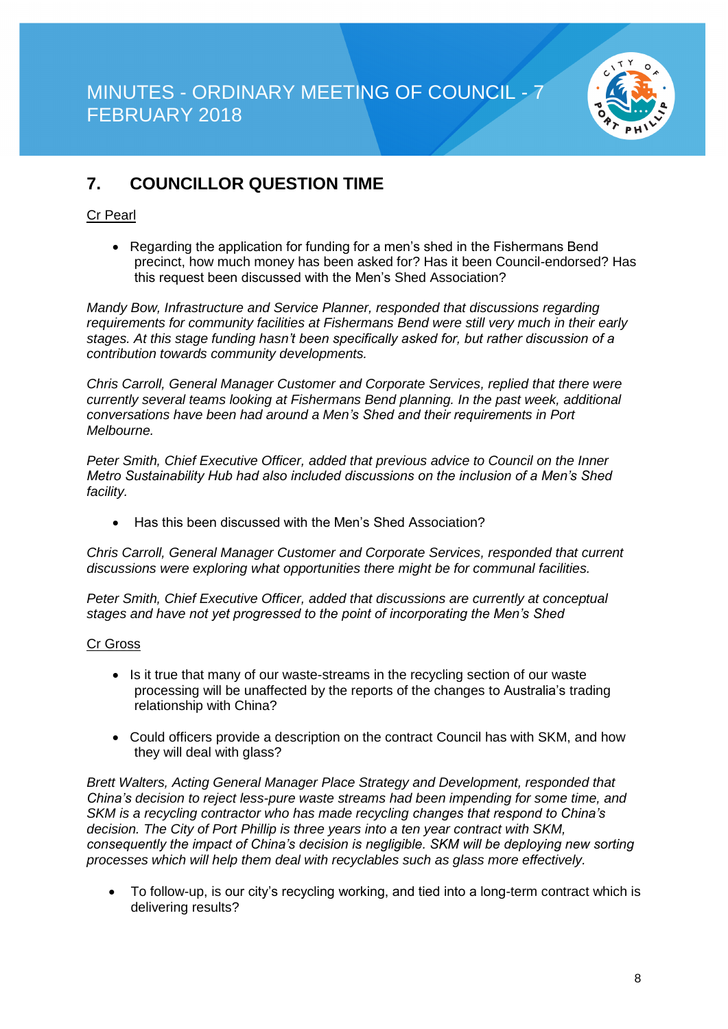## 7. COUNCILLOR QUESTION TIME

Cr Pearl

- Regarding the application for funding for a men's shed in the Fishermans Bend precinct, how much money has been asked for? Has it been Council-endorsed? Has this request been discussed with the Men's Shed Association?

*Mandy Bow, Infrastructure and Service Planner, responded that discussions regarding requirements for community facilities at Fishermans Bend were still very much in their early stages. At this stage funding hasn't been specifically asked for, but rather discussion of a contribution towards community developments.*

*Chris Carroll, General Manager Customer and Corporate Services, replied that there were currently several teams looking at Fishermans Bend planning. In the past week, additional conversations have been had around a Men's Shed and their requirements in Port Melbourne.*

*Peter Smith, Chief Executive Officer, added that previous advice to Council on the Inner Metro Sustainability Hub had also included discussions on the inclusion of a Men's Shed facility.*

- Has this been discussed with the Men's Shed Association?

*Chris Carroll, General Manager Customer and Corporate Services, responded that current discussions were exploring what opportunities there might be for communal facilities.*

*Peter Smith, Chief Executive Officer, added that discussions are currently at conceptual stages and have not yet progressed to the point of incorporating the Men's Shed*

Cr Gross

- Is it true that many of our waste-streams in the recycling section of our waste processing will be unaffected by the reports of the changes to Australia's trading relationship with China?

- Could officers provide a description on the contract Council has with SKM, and how they will deal with glass?

*Brett Walters, Acting General Manager Place Strategy and Development, responded that China's decision to reject less-pure waste streams had been impending for some time, and SKM is a recycling contractor who has made recycling changes that respond to China's decision. The City of Port Phillip is three years into a ten year contract with SKM, consequently the impact of China's decision is negligible. SKM will be deploying new sorting processes which will help them deal with recyclables such as glass more effectively.*

- To follow-up, is our city's recycling working, and tied into a long-term contract which is delivering results?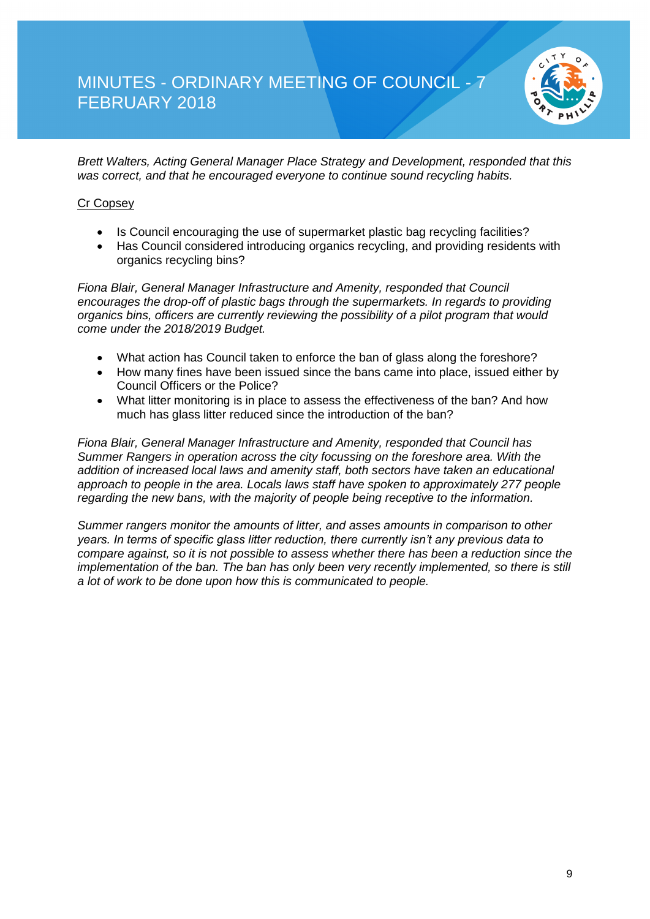*Brett Walters, Acting General Manager Place Strategy and Development, responded that this was correct, and that he encouraged everyone to continue sound recycling habits.*

Cr Copsey

- Is Council encouraging the use of supermarket plastic bag recycling facilities?
- Has Council considered introducing organics recycling, and providing residents with organics recycling bins?

*Fiona Blair, General Manager Infrastructure and Amenity, responded that Council encourages the drop-off of plastic bags through the supermarkets. In regards to providing organics bins, officers are currently reviewing the possibility of a pilot program that would come under the 2018/2019 Budget.*

- What action has Council taken to enforce the ban of glass along the foreshore?
- How many fines have been issued since the bans came into place, issued either by Council Officers or the Police?
- What litter monitoring is in place to assess the effectiveness of the ban? And how much has glass litter reduced since the introduction of the ban?

*Fiona Blair, General Manager Infrastructure and Amenity, responded that Council has Summer Rangers in operation across the city focussing on the foreshore area. With the addition of increased local laws and amenity staff, both sectors have taken an educational approach to people in the area. Locals laws staff have spoken to approximately 277 people regarding the new bans, with the majority of people being receptive to the information.*

*Summer rangers monitor the amounts of litter, and asses amounts in comparison to other years. In terms of specific glass litter reduction, there currently isn't any previous data to compare against, so it is not possible to assess whether there has been a reduction since the implementation of the ban. The ban has only been very recently implemented, so there is still a lot of work to be done upon how this is communicated to people.*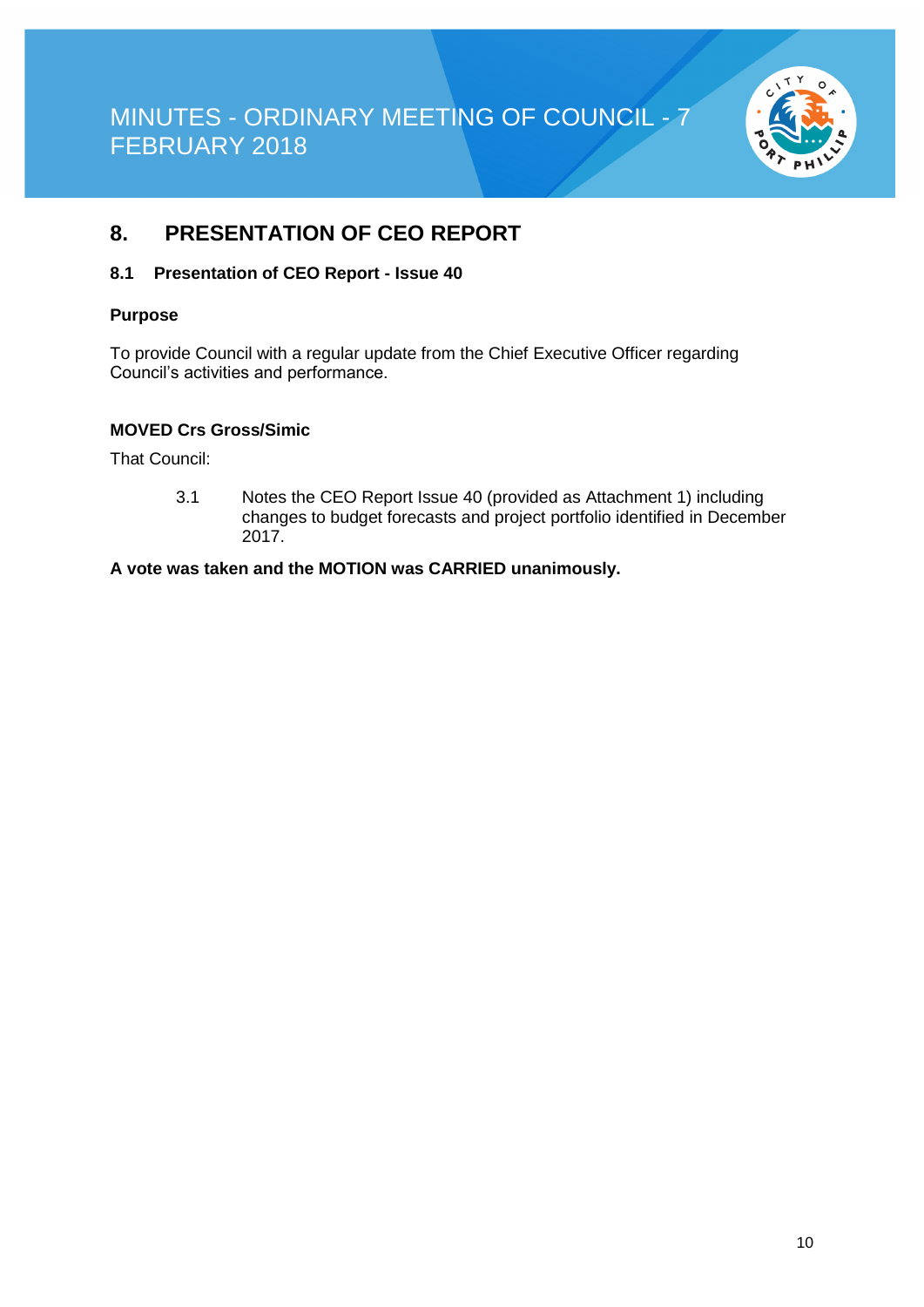## 8. PRESENTATION OF CEO REPORT

### 8.1 Presentation of CEO Report - Issue 40

**Purpose**

To provide Council with a regular update from the Chief Executive Officer regarding Council's activities and performance.

**MOVED Crs Gross/Simic**

That Council:

3.1 Notes the CEO Report Issue 40 (provided as Attachment 1) including changes to budget forecasts and project portfolio identified in December 2017.

**A vote was taken and the MOTION was CARRIED unanimously.**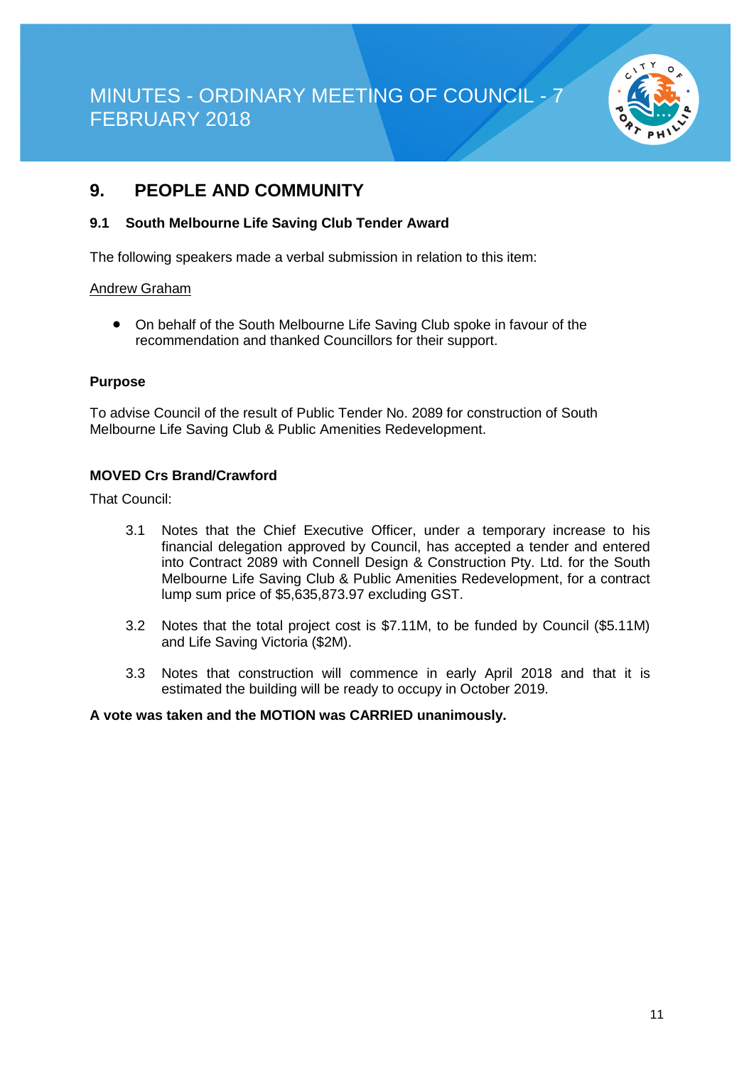## 9. PEOPLE AND COMMUNITY

### 9.1 South Melbourne Life Saving Club Tender Award

The following speakers made a verbal submission in relation to this item:

Andrew Graham

- On behalf of the South Melbourne Life Saving Club spoke in favour of the recommendation and thanked Councillors for their support.

**Purpose**

To advise Council of the result of Public Tender No. 2089 for construction of South Melbourne Life Saving Club & Public Amenities Redevelopment.

**MOVED Crs Brand/Crawford**

That Council:

3.1 Notes that the Chief Executive Officer, under a temporary increase to his financial delegation approved by Council, has accepted a tender and entered into Contract 2089 with Connell Design & Construction Pty. Ltd. for the South Melbourne Life Saving Club & Public Amenities Redevelopment, for a contract lump sum price of $5,635,873.97 excluding GST.

3.2 Notes that the total project cost is $7.11M, to be funded by Council ($5.11M) and Life Saving Victoria ($2M).

3.3 Notes that construction will commence in early April 2018 and that it is estimated the building will be ready to occupy in October 2019.

**A vote was taken and the MOTION was CARRIED unanimously.**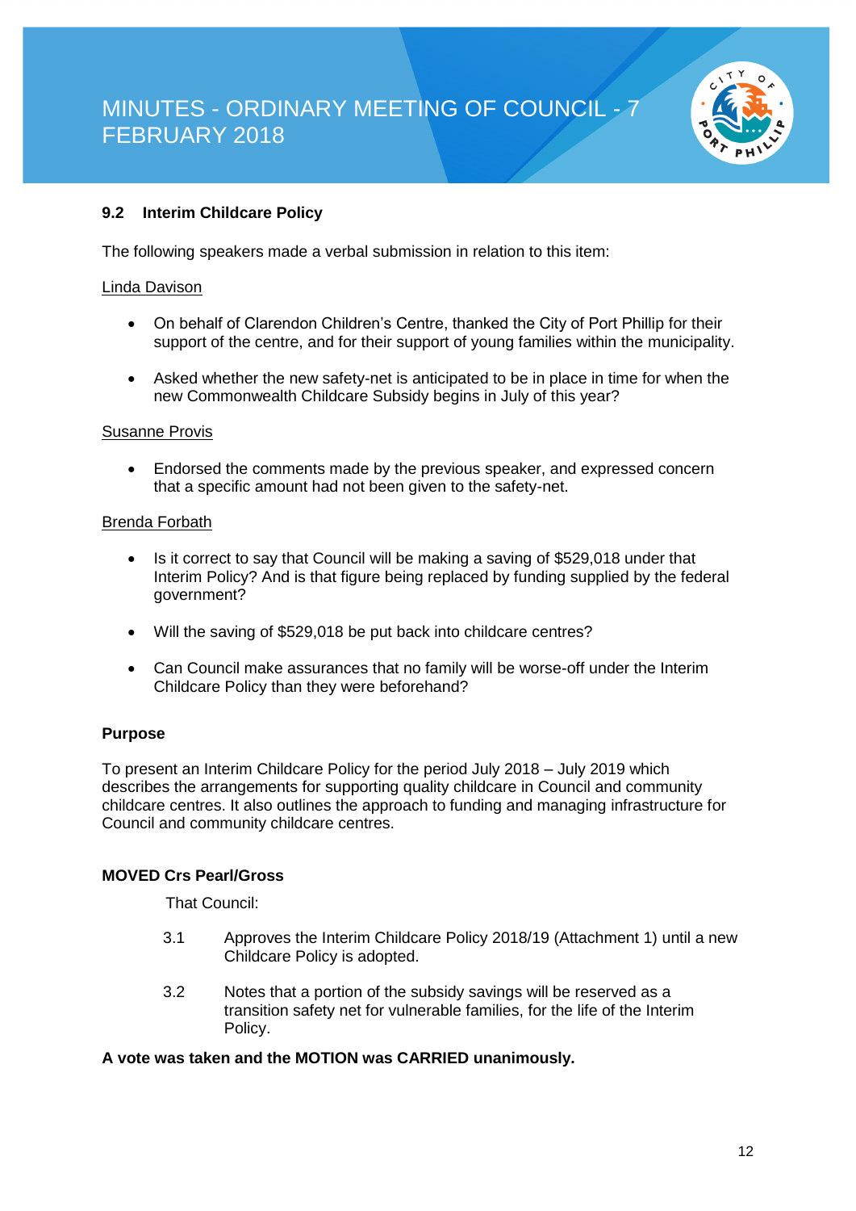## 9.2 Interim Childcare Policy

The following speakers made a verbal submission in relation to this item:

Linda Davison

- On behalf of Clarendon Children's Centre, thanked the City of Port Phillip for their support of the centre, and for their support of young families within the municipality.
- Asked whether the new safety-net is anticipated to be in place in time for when the new Commonwealth Childcare Subsidy begins in July of this year?

Susanne Provis

- Endorsed the comments made by the previous speaker, and expressed concern that a specific amount had not been given to the safety-net.

Brenda Forbath

- Is it correct to say that Council will be making a saving of $529,018 under that Interim Policy? And is that figure being replaced by funding supplied by the federal government?
- Will the saving of $529,018 be put back into childcare centres?
- Can Council make assurances that no family will be worse-off under the Interim Childcare Policy than they were beforehand?

**Purpose**

To present an Interim Childcare Policy for the period July 2018 – July 2019 which describes the arrangements for supporting quality childcare in Council and community childcare centres. It also outlines the approach to funding and managing infrastructure for Council and community childcare centres.

**MOVED Crs Pearl/Gross**

That Council:

3.1 Approves the Interim Childcare Policy 2018/19 (Attachment 1) until a new Childcare Policy is adopted.

3.2 Notes that a portion of the subsidy savings will be reserved as a transition safety net for vulnerable families, for the life of the Interim Policy.

**A vote was taken and the MOTION was CARRIED unanimously.**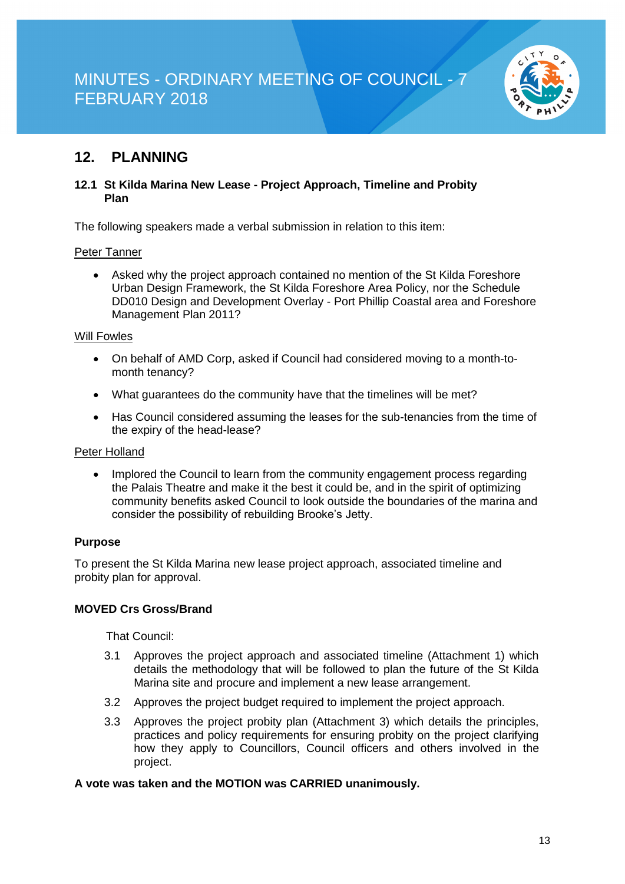## 12. PLANNING

### 12.1 St Kilda Marina New Lease - Project Approach, Timeline and Probity Plan

The following speakers made a verbal submission in relation to this item:

Peter Tanner

- Asked why the project approach contained no mention of the St Kilda Foreshore Urban Design Framework, the St Kilda Foreshore Area Policy, nor the Schedule DD010 Design and Development Overlay - Port Phillip Coastal area and Foreshore Management Plan 2011?

Will Fowles

- On behalf of AMD Corp, asked if Council had considered moving to a month-to-month tenancy?
- What guarantees do the community have that the timelines will be met?
- Has Council considered assuming the leases for the sub-tenancies from the time of the expiry of the head-lease?

Peter Holland

- Implored the Council to learn from the community engagement process regarding the Palais Theatre and make it the best it could be, and in the spirit of optimizing community benefits asked Council to look outside the boundaries of the marina and consider the possibility of rebuilding Brooke's Jetty.

**Purpose**

To present the St Kilda Marina new lease project approach, associated timeline and probity plan for approval.

**MOVED Crs Gross/Brand**

That Council:

3.1 Approves the project approach and associated timeline (Attachment 1) which details the methodology that will be followed to plan the future of the St Kilda Marina site and procure and implement a new lease arrangement.

3.2 Approves the project budget required to implement the project approach.

3.3 Approves the project probity plan (Attachment 3) which details the principles, practices and policy requirements for ensuring probity on the project clarifying how they apply to Councillors, Council officers and others involved in the project.

**A vote was taken and the MOTION was CARRIED unanimously.**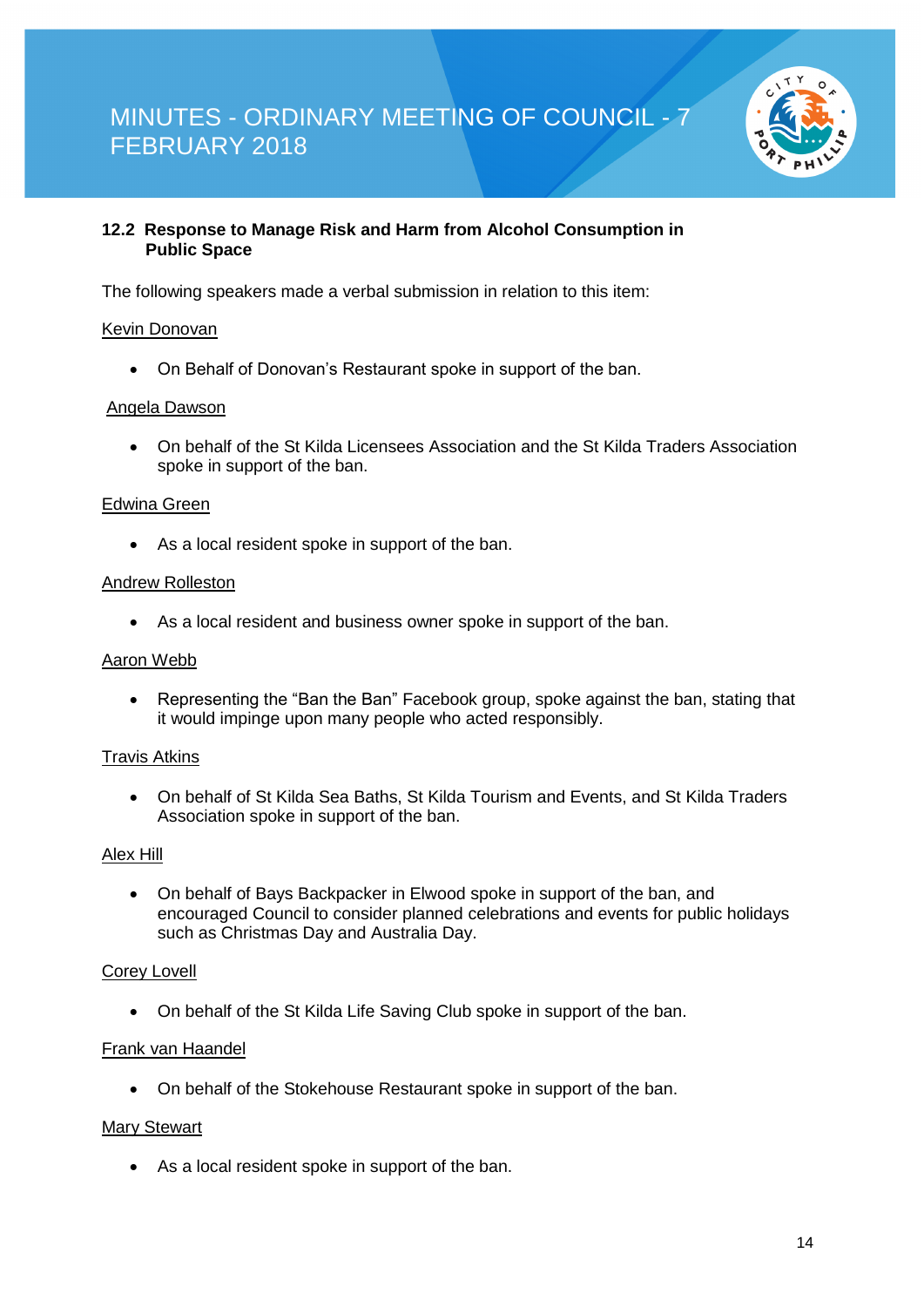## 12.2 Response to Manage Risk and Harm from Alcohol Consumption in Public Space

The following speakers made a verbal submission in relation to this item:

Kevin Donovan

- On Behalf of Donovan's Restaurant spoke in support of the ban.

Angela Dawson

- On behalf of the St Kilda Licensees Association and the St Kilda Traders Association spoke in support of the ban.

Edwina Green

- As a local resident spoke in support of the ban.

Andrew Rolleston

- As a local resident and business owner spoke in support of the ban.

Aaron Webb

- Representing the "Ban the Ban" Facebook group, spoke against the ban, stating that it would impinge upon many people who acted responsibly.

Travis Atkins

- On behalf of St Kilda Sea Baths, St Kilda Tourism and Events, and St Kilda Traders Association spoke in support of the ban.

Alex Hill

- On behalf of Bays Backpacker in Elwood spoke in support of the ban, and encouraged Council to consider planned celebrations and events for public holidays such as Christmas Day and Australia Day.

Corey Lovell

- On behalf of the St Kilda Life Saving Club spoke in support of the ban.

Frank van Haandel

- On behalf of the Stokehouse Restaurant spoke in support of the ban.

Mary Stewart

- As a local resident spoke in support of the ban.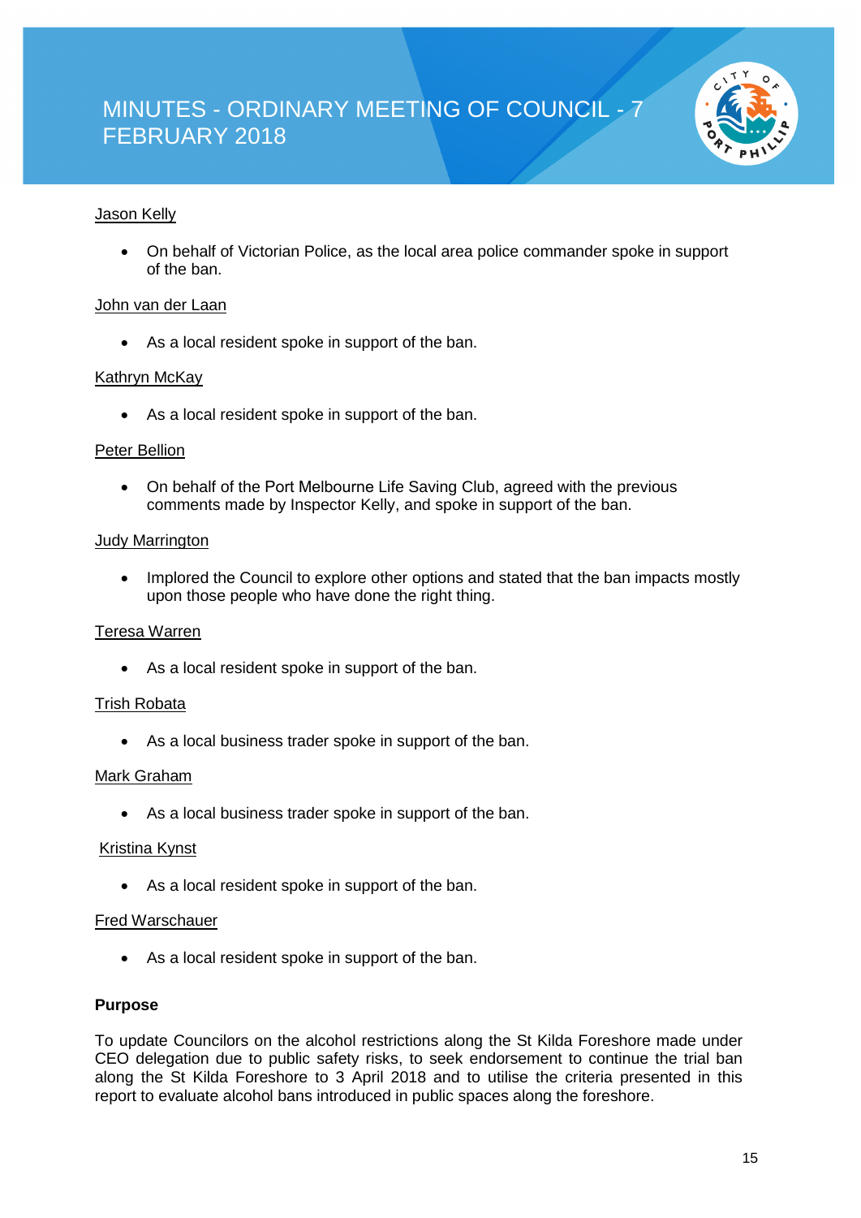Jason Kelly

- On behalf of Victorian Police, as the local area police commander spoke in support of the ban.

John van der Laan

- As a local resident spoke in support of the ban.

Kathryn McKay

- As a local resident spoke in support of the ban.

Peter Bellion

- On behalf of the Port Melbourne Life Saving Club, agreed with the previous comments made by Inspector Kelly, and spoke in support of the ban.

Judy Marrington

- Implored the Council to explore other options and stated that the ban impacts mostly upon those people who have done the right thing.

Teresa Warren

- As a local resident spoke in support of the ban.

Trish Robata

- As a local business trader spoke in support of the ban.

Mark Graham

- As a local business trader spoke in support of the ban.

Kristina Kynst

- As a local resident spoke in support of the ban.

Fred Warschauer

- As a local resident spoke in support of the ban.

**Purpose**

To update Councilors on the alcohol restrictions along the St Kilda Foreshore made under CEO delegation due to public safety risks, to seek endorsement to continue the trial ban along the St Kilda Foreshore to 3 April 2018 and to utilise the criteria presented in this report to evaluate alcohol bans introduced in public spaces along the foreshore.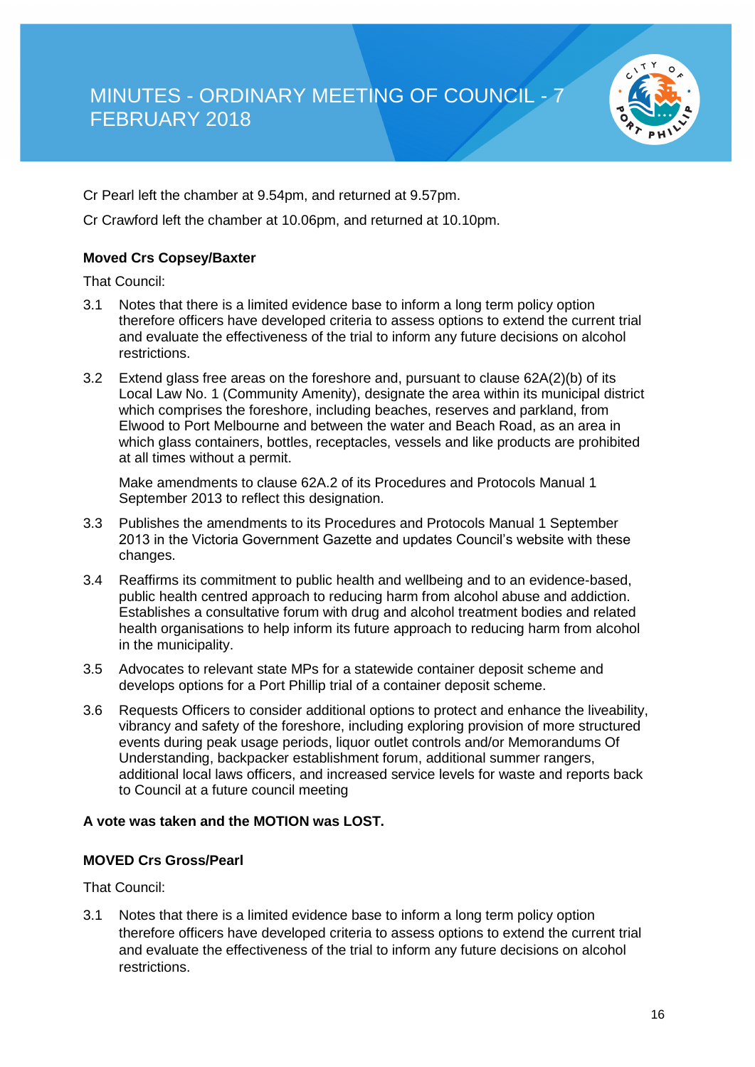Cr Pearl left the chamber at 9.54pm, and returned at 9.57pm.

Cr Crawford left the chamber at 10.06pm, and returned at 10.10pm.

**Moved Crs Copsey/Baxter**

That Council:

3.1 Notes that there is a limited evidence base to inform a long term policy option therefore officers have developed criteria to assess options to extend the current trial and evaluate the effectiveness of the trial to inform any future decisions on alcohol restrictions.

3.2 Extend glass free areas on the foreshore and, pursuant to clause 62A(2)(b) of its Local Law No. 1 (Community Amenity), designate the area within its municipal district which comprises the foreshore, including beaches, reserves and parkland, from Elwood to Port Melbourne and between the water and Beach Road, as an area in which glass containers, bottles, receptacles, vessels and like products are prohibited at all times without a permit.

Make amendments to clause 62A.2 of its Procedures and Protocols Manual 1 September 2013 to reflect this designation.

3.3 Publishes the amendments to its Procedures and Protocols Manual 1 September 2013 in the Victoria Government Gazette and updates Council's website with these changes.

3.4 Reaffirms its commitment to public health and wellbeing and to an evidence-based, public health centred approach to reducing harm from alcohol abuse and addiction. Establishes a consultative forum with drug and alcohol treatment bodies and related health organisations to help inform its future approach to reducing harm from alcohol in the municipality.

3.5 Advocates to relevant state MPs for a statewide container deposit scheme and develops options for a Port Phillip trial of a container deposit scheme.

3.6 Requests Officers to consider additional options to protect and enhance the liveability, vibrancy and safety of the foreshore, including exploring provision of more structured events during peak usage periods, liquor outlet controls and/or Memorandums Of Understanding, backpacker establishment forum, additional summer rangers, additional local laws officers, and increased service levels for waste and reports back to Council at a future council meeting

**A vote was taken and the MOTION was LOST.**

**MOVED Crs Gross/Pearl**

That Council:

3.1 Notes that there is a limited evidence base to inform a long term policy option therefore officers have developed criteria to assess options to extend the current trial and evaluate the effectiveness of the trial to inform any future decisions on alcohol restrictions.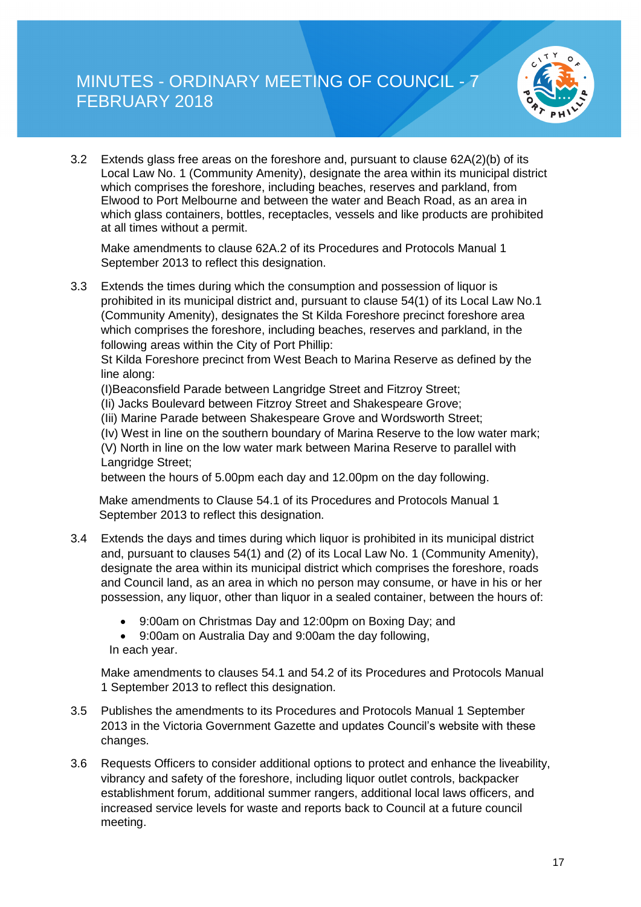3.2 Extends glass free areas on the foreshore and, pursuant to clause 62A(2)(b) of its Local Law No. 1 (Community Amenity), designate the area within its municipal district which comprises the foreshore, including beaches, reserves and parkland, from Elwood to Port Melbourne and between the water and Beach Road, as an area in which glass containers, bottles, receptacles, vessels and like products are prohibited at all times without a permit.

Make amendments to clause 62A.2 of its Procedures and Protocols Manual 1 September 2013 to reflect this designation.

3.3 Extends the times during which the consumption and possession of liquor is prohibited in its municipal district and, pursuant to clause 54(1) of its Local Law No.1 (Community Amenity), designates the St Kilda Foreshore precinct foreshore area which comprises the foreshore, including beaches, reserves and parkland, in the following areas within the City of Port Phillip:
St Kilda Foreshore precinct from West Beach to Marina Reserve as defined by the line along:
(I)Beaconsfield Parade between Langridge Street and Fitzroy Street;
(Ii) Jacks Boulevard between Fitzroy Street and Shakespeare Grove;
(Iii) Marine Parade between Shakespeare Grove and Wordsworth Street;
(Iv) West in line on the southern boundary of Marina Reserve to the low water mark;
(V) North in line on the low water mark between Marina Reserve to parallel with Langridge Street;
between the hours of 5.00pm each day and 12.00pm on the day following.

Make amendments to Clause 54.1 of its Procedures and Protocols Manual 1 September 2013 to reflect this designation.

3.4 Extends the days and times during which liquor is prohibited in its municipal district and, pursuant to clauses 54(1) and (2) of its Local Law No. 1 (Community Amenity), designate the area within its municipal district which comprises the foreshore, roads and Council land, as an area in which no person may consume, or have in his or her possession, any liquor, other than liquor in a sealed container, between the hours of:

- 9:00am on Christmas Day and 12:00pm on Boxing Day; and
- 9:00am on Australia Day and 9:00am the day following,

In each year.

Make amendments to clauses 54.1 and 54.2 of its Procedures and Protocols Manual 1 September 2013 to reflect this designation.

3.5 Publishes the amendments to its Procedures and Protocols Manual 1 September 2013 in the Victoria Government Gazette and updates Council's website with these changes.

3.6 Requests Officers to consider additional options to protect and enhance the liveability, vibrancy and safety of the foreshore, including liquor outlet controls, backpacker establishment forum, additional summer rangers, additional local laws officers, and increased service levels for waste and reports back to Council at a future council meeting.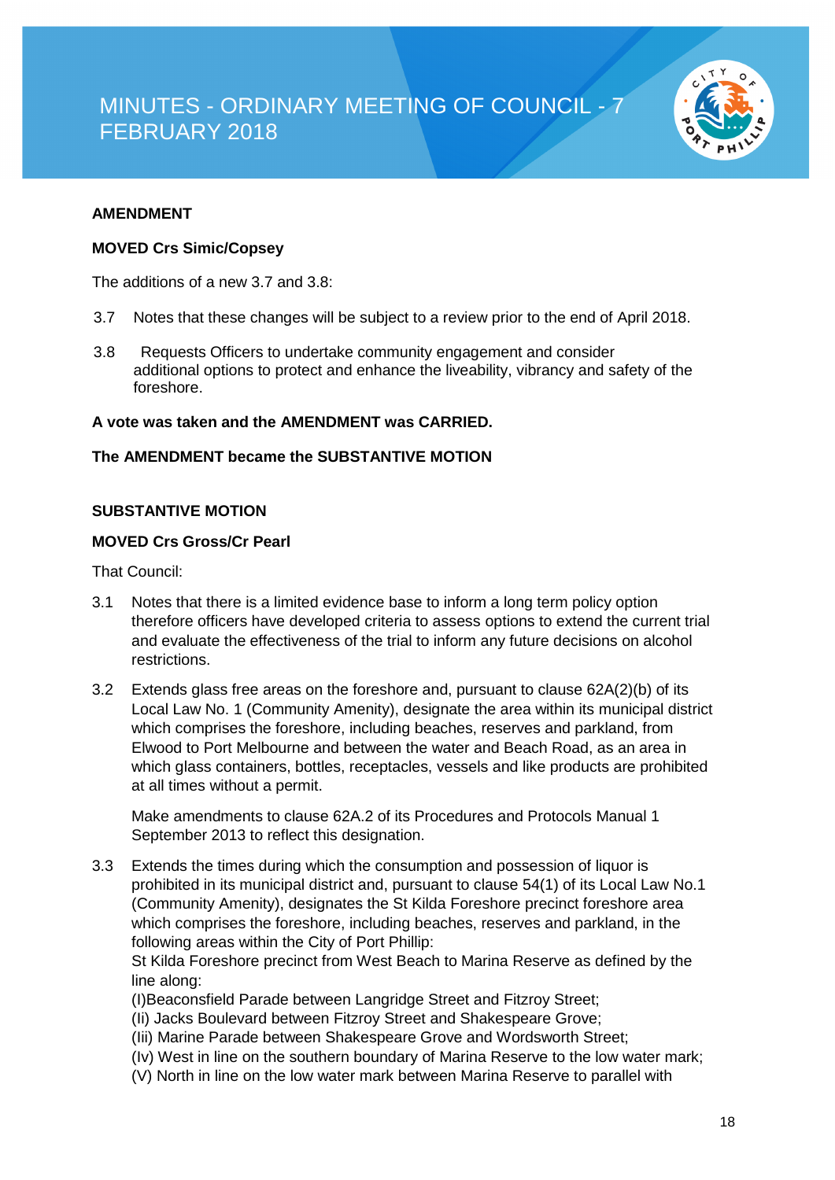**AMENDMENT**

**MOVED Crs Simic/Copsey**

The additions of a new 3.7 and 3.8:

3.7 Notes that these changes will be subject to a review prior to the end of April 2018.

3.8 Requests Officers to undertake community engagement and consider additional options to protect and enhance the liveability, vibrancy and safety of the foreshore.

**A vote was taken and the AMENDMENT was CARRIED.**

**The AMENDMENT became the SUBSTANTIVE MOTION**

**SUBSTANTIVE MOTION**

**MOVED Crs Gross/Cr Pearl**

That Council:

3.1 Notes that there is a limited evidence base to inform a long term policy option therefore officers have developed criteria to assess options to extend the current trial and evaluate the effectiveness of the trial to inform any future decisions on alcohol restrictions.

3.2 Extends glass free areas on the foreshore and, pursuant to clause 62A(2)(b) of its Local Law No. 1 (Community Amenity), designate the area within its municipal district which comprises the foreshore, including beaches, reserves and parkland, from Elwood to Port Melbourne and between the water and Beach Road, as an area in which glass containers, bottles, receptacles, vessels and like products are prohibited at all times without a permit.

Make amendments to clause 62A.2 of its Procedures and Protocols Manual 1 September 2013 to reflect this designation.

3.3 Extends the times during which the consumption and possession of liquor is prohibited in its municipal district and, pursuant to clause 54(1) of its Local Law No.1 (Community Amenity), designates the St Kilda Foreshore precinct foreshore area which comprises the foreshore, including beaches, reserves and parkland, in the following areas within the City of Port Phillip:
St Kilda Foreshore precinct from West Beach to Marina Reserve as defined by the line along:
(I)Beaconsfield Parade between Langridge Street and Fitzroy Street;
(Ii) Jacks Boulevard between Fitzroy Street and Shakespeare Grove;
(Iii) Marine Parade between Shakespeare Grove and Wordsworth Street;
(Iv) West in line on the southern boundary of Marina Reserve to the low water mark;
(V) North in line on the low water mark between Marina Reserve to parallel with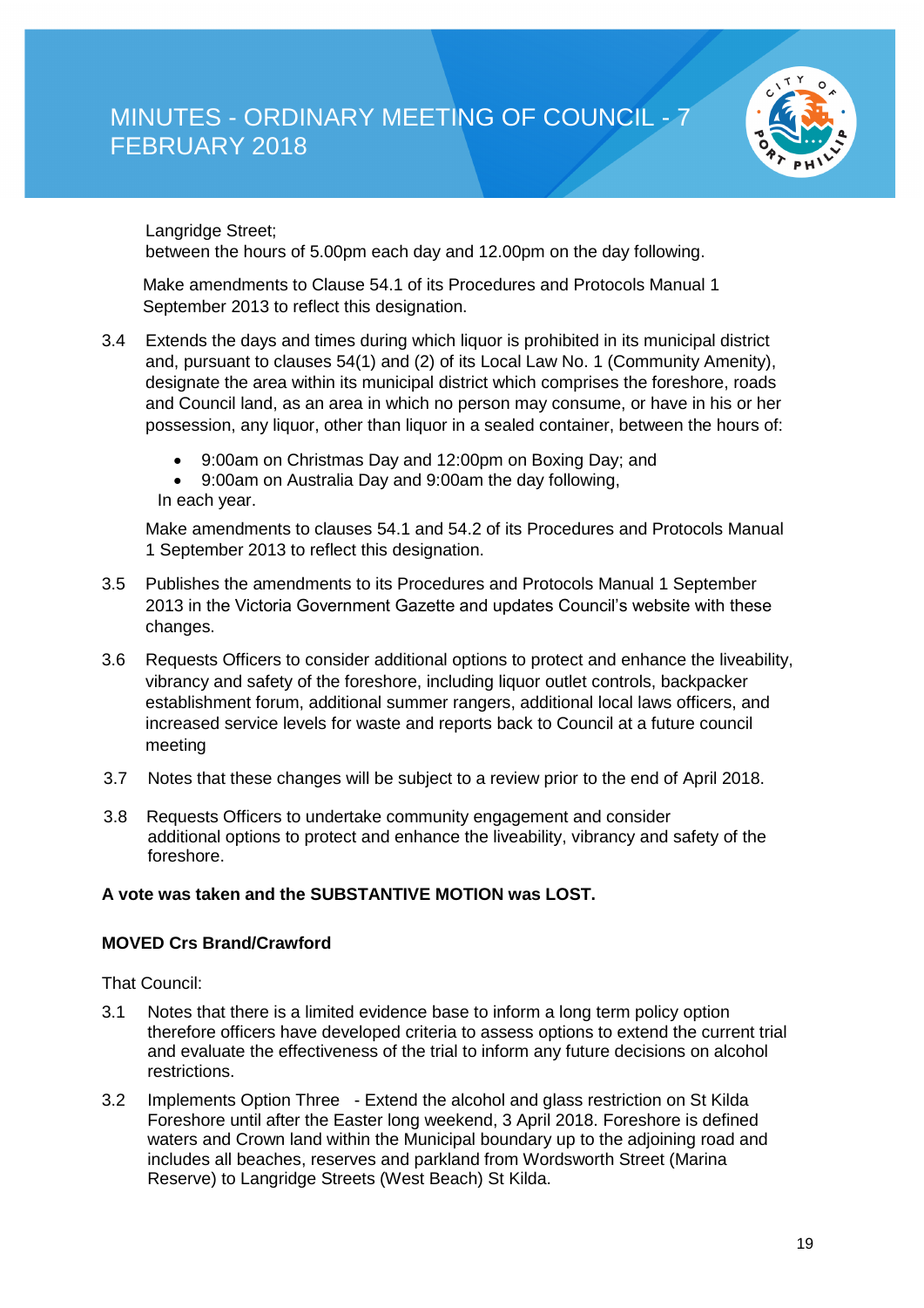Langridge Street;
between the hours of 5.00pm each day and 12.00pm on the day following.

Make amendments to Clause 54.1 of its Procedures and Protocols Manual 1 September 2013 to reflect this designation.

3.4 Extends the days and times during which liquor is prohibited in its municipal district and, pursuant to clauses 54(1) and (2) of its Local Law No. 1 (Community Amenity), designate the area within its municipal district which comprises the foreshore, roads and Council land, as an area in which no person may consume, or have in his or her possession, any liquor, other than liquor in a sealed container, between the hours of:

- 9:00am on Christmas Day and 12:00pm on Boxing Day; and
- 9:00am on Australia Day and 9:00am the day following,

In each year.

Make amendments to clauses 54.1 and 54.2 of its Procedures and Protocols Manual 1 September 2013 to reflect this designation.

3.5 Publishes the amendments to its Procedures and Protocols Manual 1 September 2013 in the Victoria Government Gazette and updates Council's website with these changes.

3.6 Requests Officers to consider additional options to protect and enhance the liveability, vibrancy and safety of the foreshore, including liquor outlet controls, backpacker establishment forum, additional summer rangers, additional local laws officers, and increased service levels for waste and reports back to Council at a future council meeting

3.7 Notes that these changes will be subject to a review prior to the end of April 2018.

3.8 Requests Officers to undertake community engagement and consider additional options to protect and enhance the liveability, vibrancy and safety of the foreshore.

**A vote was taken and the SUBSTANTIVE MOTION was LOST.**

**MOVED Crs Brand/Crawford**

That Council:

3.1 Notes that there is a limited evidence base to inform a long term policy option therefore officers have developed criteria to assess options to extend the current trial and evaluate the effectiveness of the trial to inform any future decisions on alcohol restrictions.

3.2 Implements Option Three - Extend the alcohol and glass restriction on St Kilda Foreshore until after the Easter long weekend, 3 April 2018. Foreshore is defined waters and Crown land within the Municipal boundary up to the adjoining road and includes all beaches, reserves and parkland from Wordsworth Street (Marina Reserve) to Langridge Streets (West Beach) St Kilda.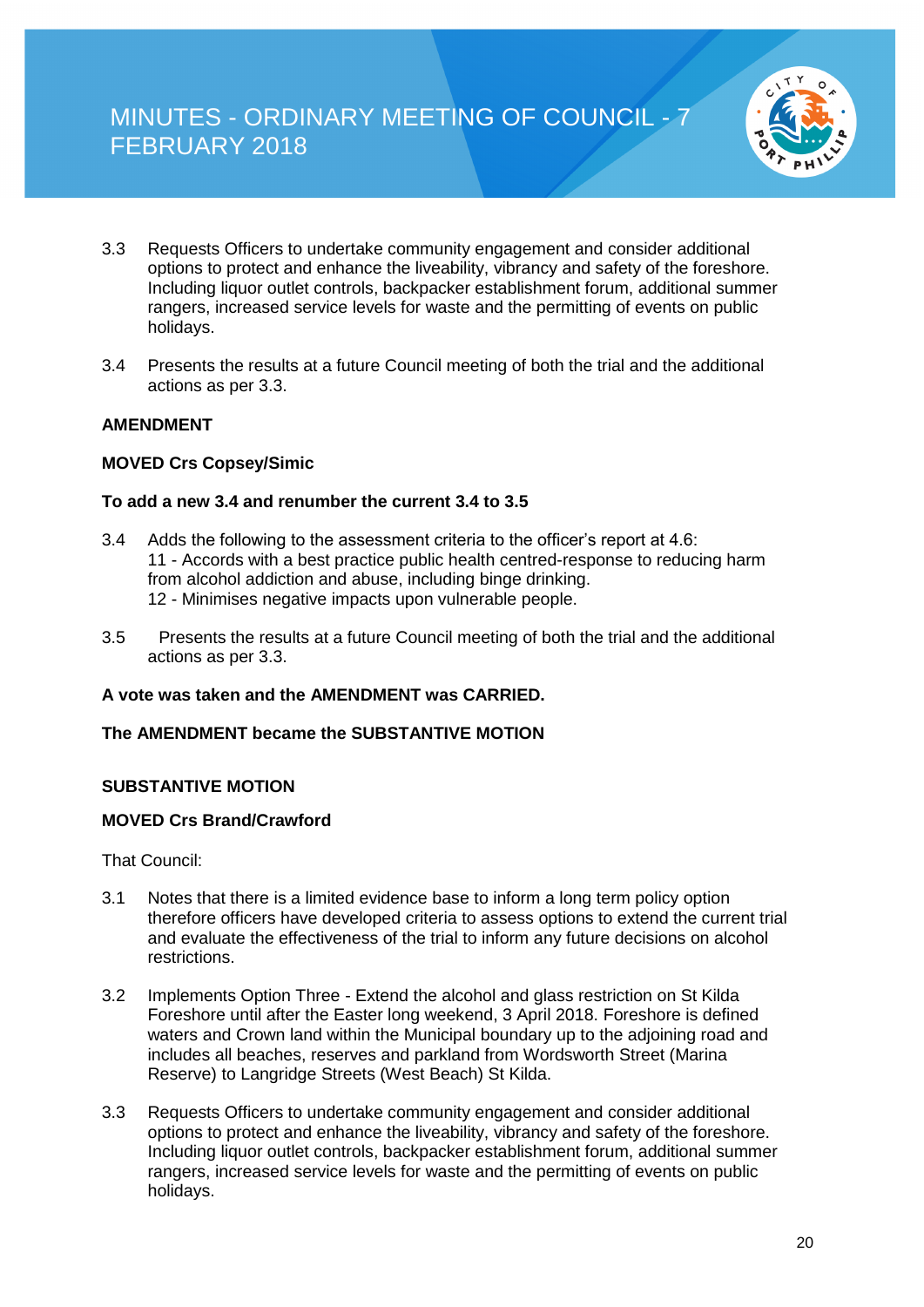3.3 Requests Officers to undertake community engagement and consider additional options to protect and enhance the liveability, vibrancy and safety of the foreshore. Including liquor outlet controls, backpacker establishment forum, additional summer rangers, increased service levels for waste and the permitting of events on public holidays.

3.4 Presents the results at a future Council meeting of both the trial and the additional actions as per 3.3.

**AMENDMENT**

**MOVED Crs Copsey/Simic**

**To add a new 3.4 and renumber the current 3.4 to 3.5**

3.4 Adds the following to the assessment criteria to the officer's report at 4.6:
11 - Accords with a best practice public health centred-response to reducing harm from alcohol addiction and abuse, including binge drinking.
12 - Minimises negative impacts upon vulnerable people.

3.5 Presents the results at a future Council meeting of both the trial and the additional actions as per 3.3.

**A vote was taken and the AMENDMENT was CARRIED.**

**The AMENDMENT became the SUBSTANTIVE MOTION**

**SUBSTANTIVE MOTION**

**MOVED Crs Brand/Crawford**

That Council:

3.1 Notes that there is a limited evidence base to inform a long term policy option therefore officers have developed criteria to assess options to extend the current trial and evaluate the effectiveness of the trial to inform any future decisions on alcohol restrictions.

3.2 Implements Option Three - Extend the alcohol and glass restriction on St Kilda Foreshore until after the Easter long weekend, 3 April 2018. Foreshore is defined waters and Crown land within the Municipal boundary up to the adjoining road and includes all beaches, reserves and parkland from Wordsworth Street (Marina Reserve) to Langridge Streets (West Beach) St Kilda.

3.3 Requests Officers to undertake community engagement and consider additional options to protect and enhance the liveability, vibrancy and safety of the foreshore. Including liquor outlet controls, backpacker establishment forum, additional summer rangers, increased service levels for waste and the permitting of events on public holidays.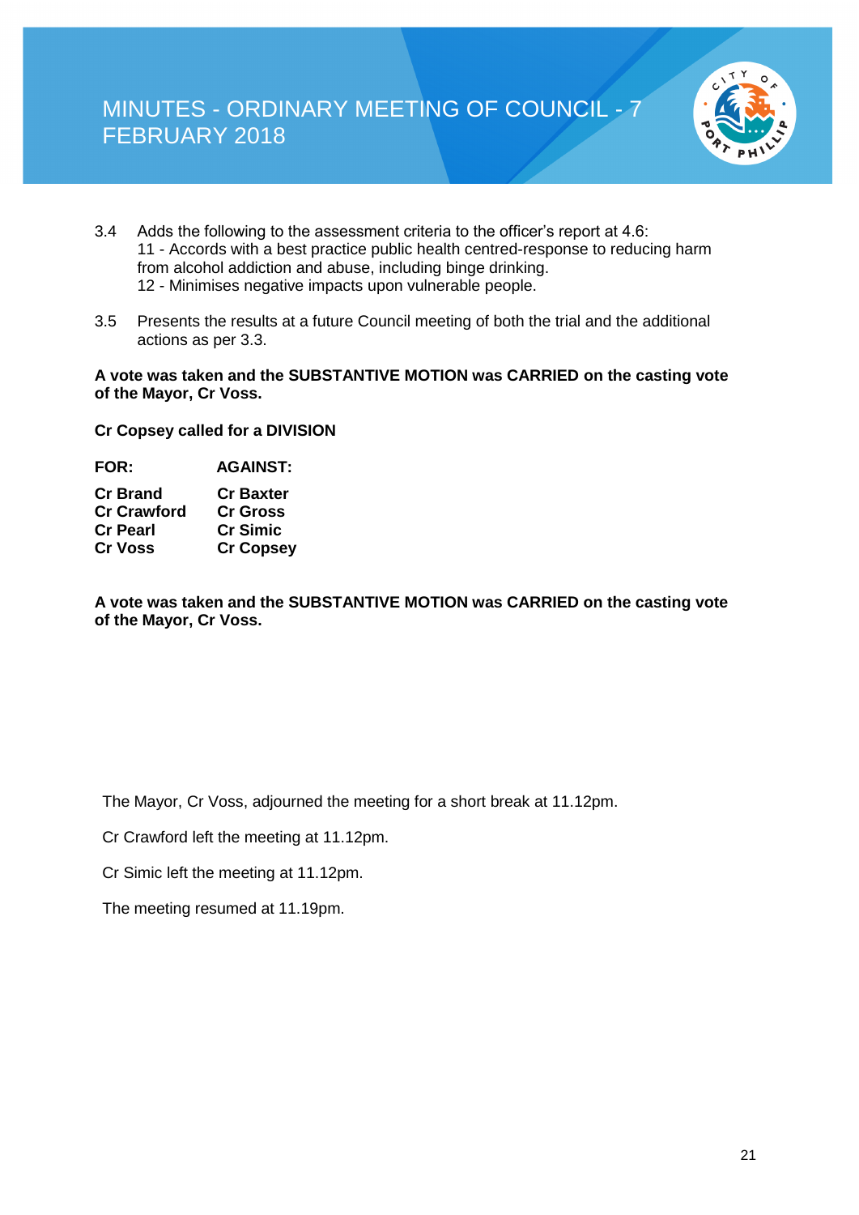3.4 Adds the following to the assessment criteria to the officer's report at 4.6:
11 - Accords with a best practice public health centred-response to reducing harm from alcohol addiction and abuse, including binge drinking.
12 - Minimises negative impacts upon vulnerable people.

3.5 Presents the results at a future Council meeting of both the trial and the additional actions as per 3.3.

**A vote was taken and the SUBSTANTIVE MOTION was CARRIED on the casting vote of the Mayor, Cr Voss.**

**Cr Copsey called for a DIVISION**

| FOR: | AGAINST: |
|---|---|
| Cr Brand | Cr Baxter |
| Cr Crawford | Cr Gross |
| Cr Pearl | Cr Simic |
| Cr Voss | Cr Copsey |

**A vote was taken and the SUBSTANTIVE MOTION was CARRIED on the casting vote of the Mayor, Cr Voss.**

The Mayor, Cr Voss, adjourned the meeting for a short break at 11.12pm.

Cr Crawford left the meeting at 11.12pm.

Cr Simic left the meeting at 11.12pm.

The meeting resumed at 11.19pm.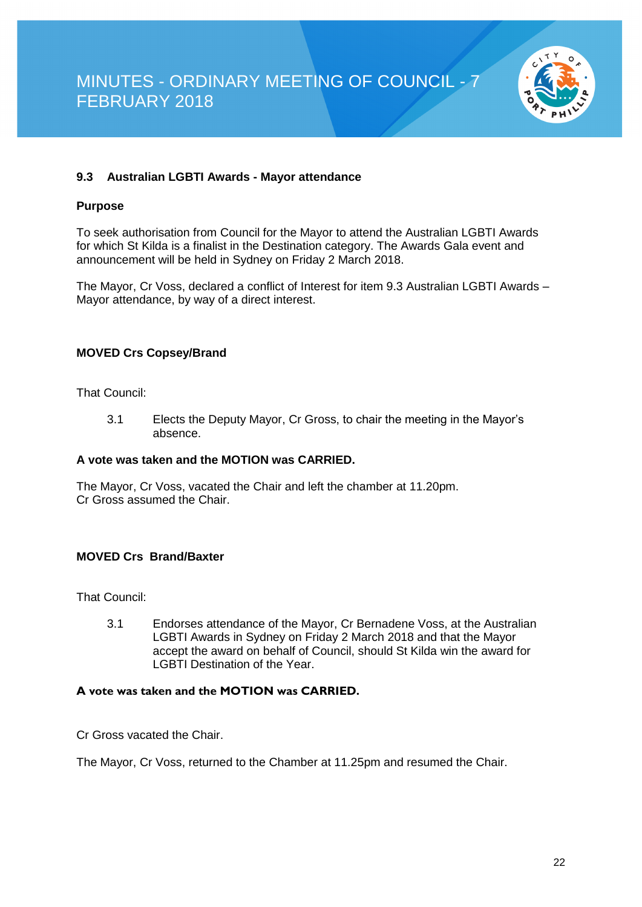### 9.3 Australian LGBTI Awards - Mayor attendance

**Purpose**

To seek authorisation from Council for the Mayor to attend the Australian LGBTI Awards for which St Kilda is a finalist in the Destination category. The Awards Gala event and announcement will be held in Sydney on Friday 2 March 2018.

The Mayor, Cr Voss, declared a conflict of Interest for item 9.3 Australian LGBTI Awards – Mayor attendance, by way of a direct interest.

**MOVED Crs Copsey/Brand**

That Council:

3.1 Elects the Deputy Mayor, Cr Gross, to chair the meeting in the Mayor's absence.

**A vote was taken and the MOTION was CARRIED.**

The Mayor, Cr Voss, vacated the Chair and left the chamber at 11.20pm.
Cr Gross assumed the Chair.

**MOVED Crs Brand/Baxter**

That Council:

3.1 Endorses attendance of the Mayor, Cr Bernadene Voss, at the Australian LGBTI Awards in Sydney on Friday 2 March 2018 and that the Mayor accept the award on behalf of Council, should St Kilda win the award for LGBTI Destination of the Year.

**A vote was taken and the MOTION was CARRIED.**

Cr Gross vacated the Chair.

The Mayor, Cr Voss, returned to the Chamber at 11.25pm and resumed the Chair.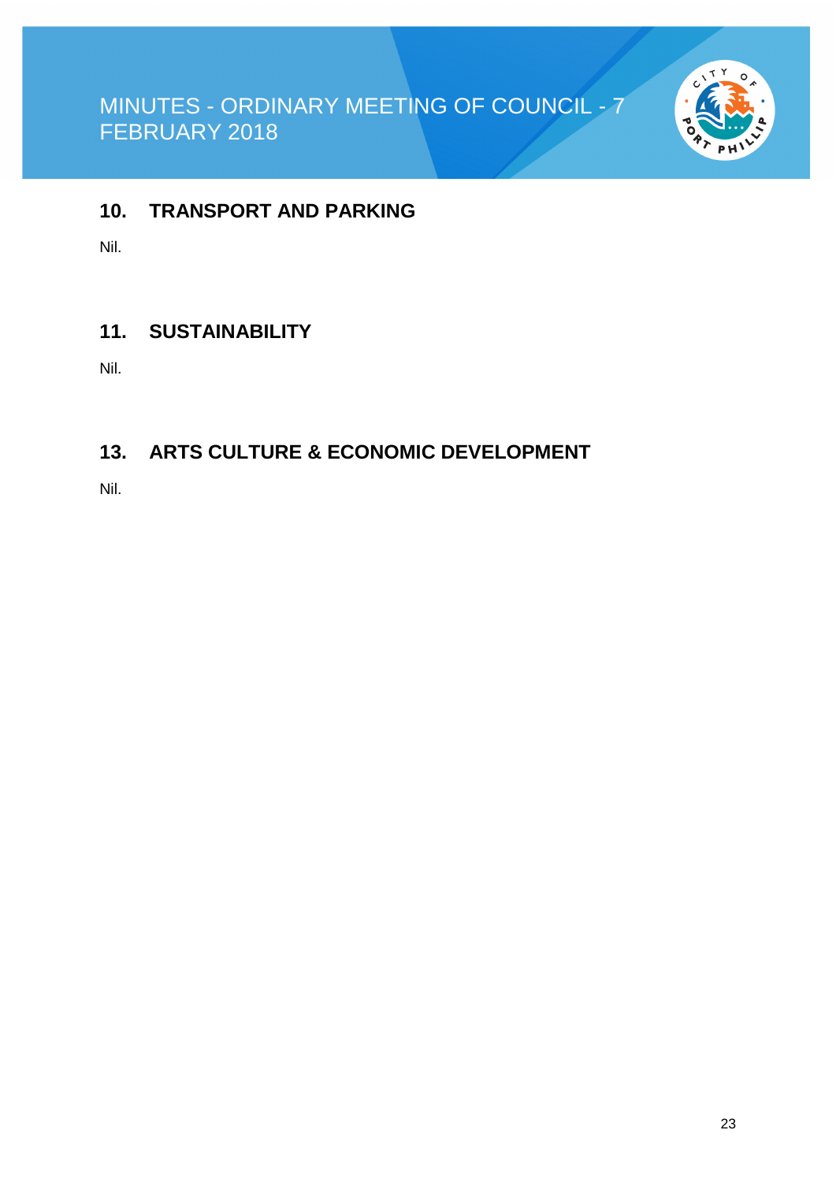## 10. TRANSPORT AND PARKING

Nil.

## 11. SUSTAINABILITY

Nil.

## 13. ARTS CULTURE & ECONOMIC DEVELOPMENT

Nil.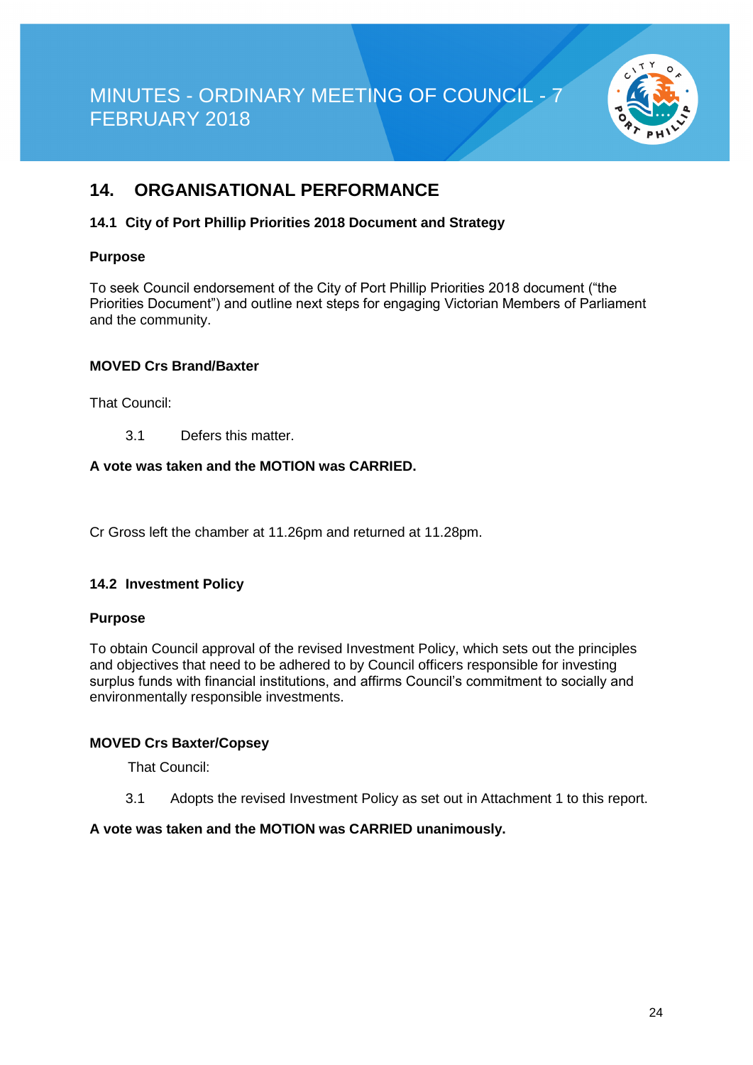## 14. ORGANISATIONAL PERFORMANCE

### 14.1 City of Port Phillip Priorities 2018 Document and Strategy

**Purpose**

To seek Council endorsement of the City of Port Phillip Priorities 2018 document ("the Priorities Document") and outline next steps for engaging Victorian Members of Parliament and the community.

**MOVED Crs Brand/Baxter**

That Council:

3.1 Defers this matter.

**A vote was taken and the MOTION was CARRIED.**

Cr Gross left the chamber at 11.26pm and returned at 11.28pm.

### 14.2 Investment Policy

**Purpose**

To obtain Council approval of the revised Investment Policy, which sets out the principles and objectives that need to be adhered to by Council officers responsible for investing surplus funds with financial institutions, and affirms Council's commitment to socially and environmentally responsible investments.

**MOVED Crs Baxter/Copsey**

That Council:

3.1 Adopts the revised Investment Policy as set out in Attachment 1 to this report.

**A vote was taken and the MOTION was CARRIED unanimously.**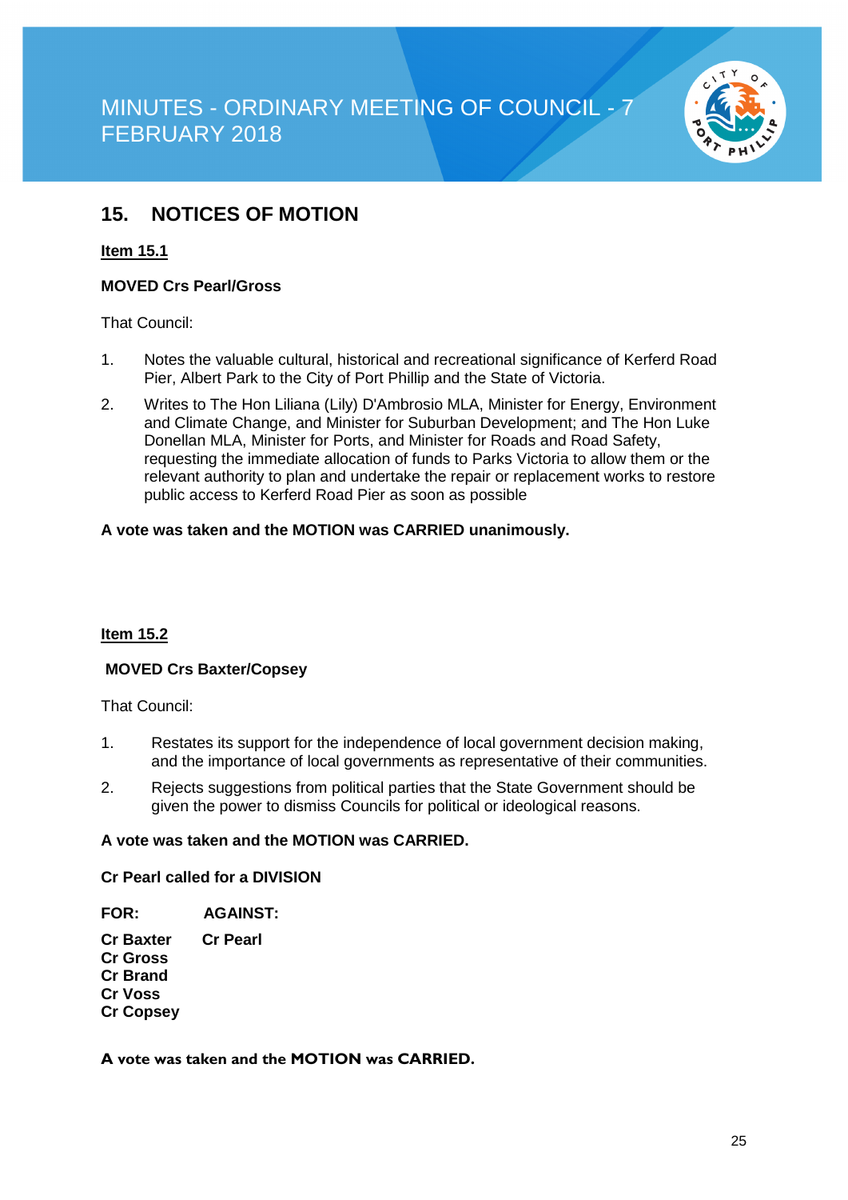## 15. NOTICES OF MOTION

**Item 15.1**

**MOVED Crs Pearl/Gross**

That Council:

1. Notes the valuable cultural, historical and recreational significance of Kerferd Road Pier, Albert Park to the City of Port Phillip and the State of Victoria.
2. Writes to The Hon Liliana (Lily) D'Ambrosio MLA, Minister for Energy, Environment and Climate Change, and Minister for Suburban Development; and The Hon Luke Donellan MLA, Minister for Ports, and Minister for Roads and Road Safety, requesting the immediate allocation of funds to Parks Victoria to allow them or the relevant authority to plan and undertake the repair or replacement works to restore public access to Kerferd Road Pier as soon as possible

**A vote was taken and the MOTION was CARRIED unanimously.**

**Item 15.2**

**MOVED Crs Baxter/Copsey**

That Council:

1. Restates its support for the independence of local government decision making, and the importance of local governments as representative of their communities.
2. Rejects suggestions from political parties that the State Government should be given the power to dismiss Councils for political or ideological reasons.

**A vote was taken and the MOTION was CARRIED.**

**Cr Pearl called for a DIVISION**

| FOR: | AGAINST: |
|---|---|
| Cr Baxter | Cr Pearl |
| Cr Gross | |
| Cr Brand | |
| Cr Voss | |
| Cr Copsey | |

**A vote was taken and the MOTION was CARRIED.**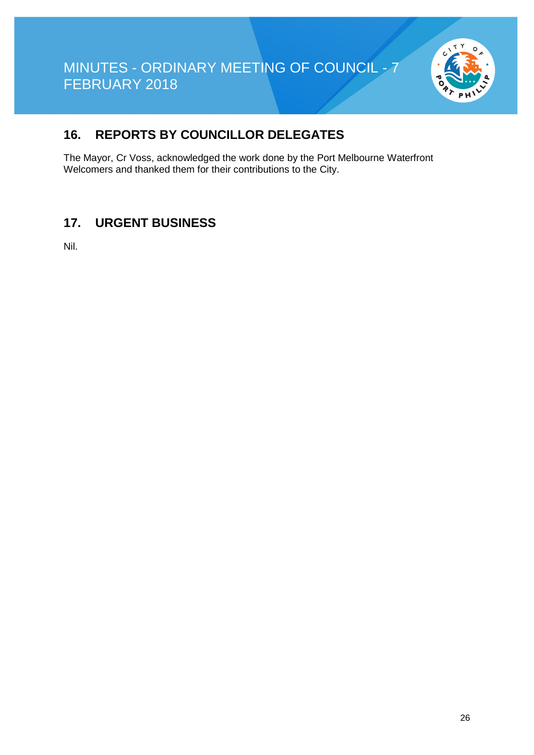## 16. REPORTS BY COUNCILLOR DELEGATES

The Mayor, Cr Voss, acknowledged the work done by the Port Melbourne Waterfront Welcomers and thanked them for their contributions to the City.

## 17. URGENT BUSINESS

Nil.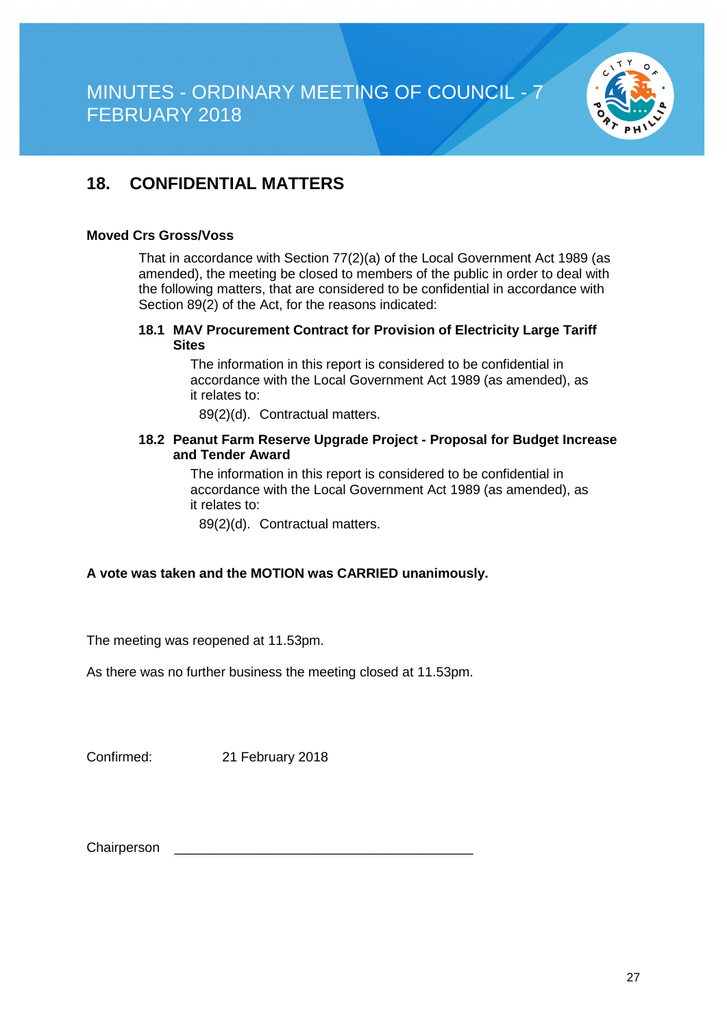## 18. CONFIDENTIAL MATTERS

**Moved Crs Gross/Voss**

That in accordance with Section 77(2)(a) of the Local Government Act 1989 (as amended), the meeting be closed to members of the public in order to deal with the following matters, that are considered to be confidential in accordance with Section 89(2) of the Act, for the reasons indicated:

**18.1 MAV Procurement Contract for Provision of Electricity Large Tariff Sites**

The information in this report is considered to be confidential in accordance with the Local Government Act 1989 (as amended), as it relates to:

89(2)(d). Contractual matters.

**18.2 Peanut Farm Reserve Upgrade Project - Proposal for Budget Increase and Tender Award**

The information in this report is considered to be confidential in accordance with the Local Government Act 1989 (as amended), as it relates to:

89(2)(d). Contractual matters.

**A vote was taken and the MOTION was CARRIED unanimously.**

The meeting was reopened at 11.53pm.

As there was no further business the meeting closed at 11.53pm.

Confirmed: 21 February 2018

Chairperson \_\_\_\_\_\_\_\_\_\_\_\_\_\_\_\_\_\_\_\_\_\_\_\_\_\_\_\_\_\_\_\_\_\_\_\_\_\_\_\_